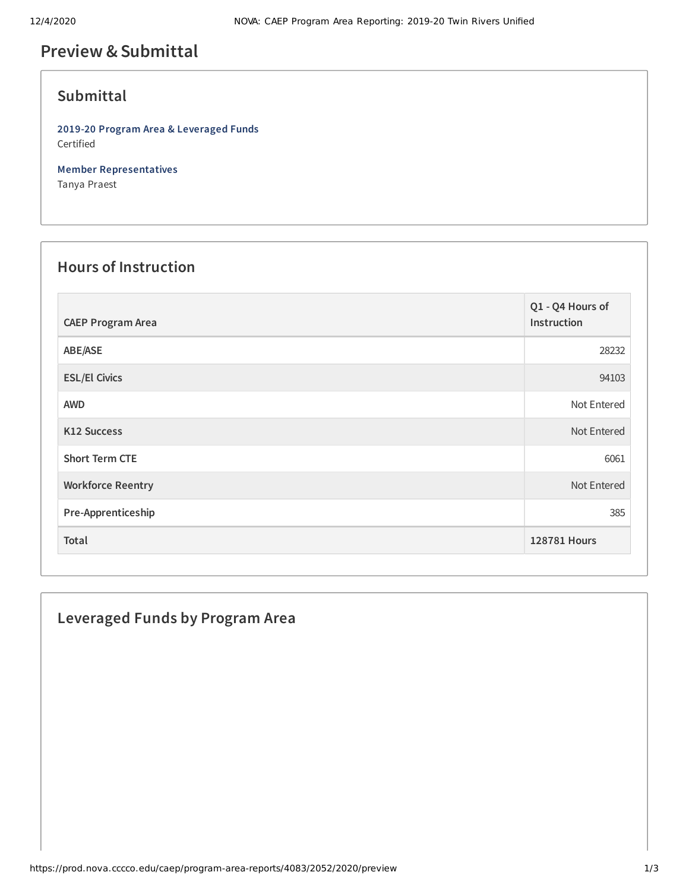# Preview & Submittal

## Submittal

**2019-20 Program Area & Leveraged Funds**
Certified

**Member Representatives**
Tanya Praest

## Hours of Instruction

| CAEP Program Area | Q1 - Q4 Hours of Instruction |
| --- | --- |
| ABE/ASE | 28232 |
| ESL/El Civics | 94103 |
| AWD | Not Entered |
| K12 Success | Not Entered |
| Short Term CTE | 6061 |
| Workforce Reentry | Not Entered |
| Pre-Apprenticeship | 385 |
| **Total** | **128781 Hours** |

## Leveraged Funds by Program Area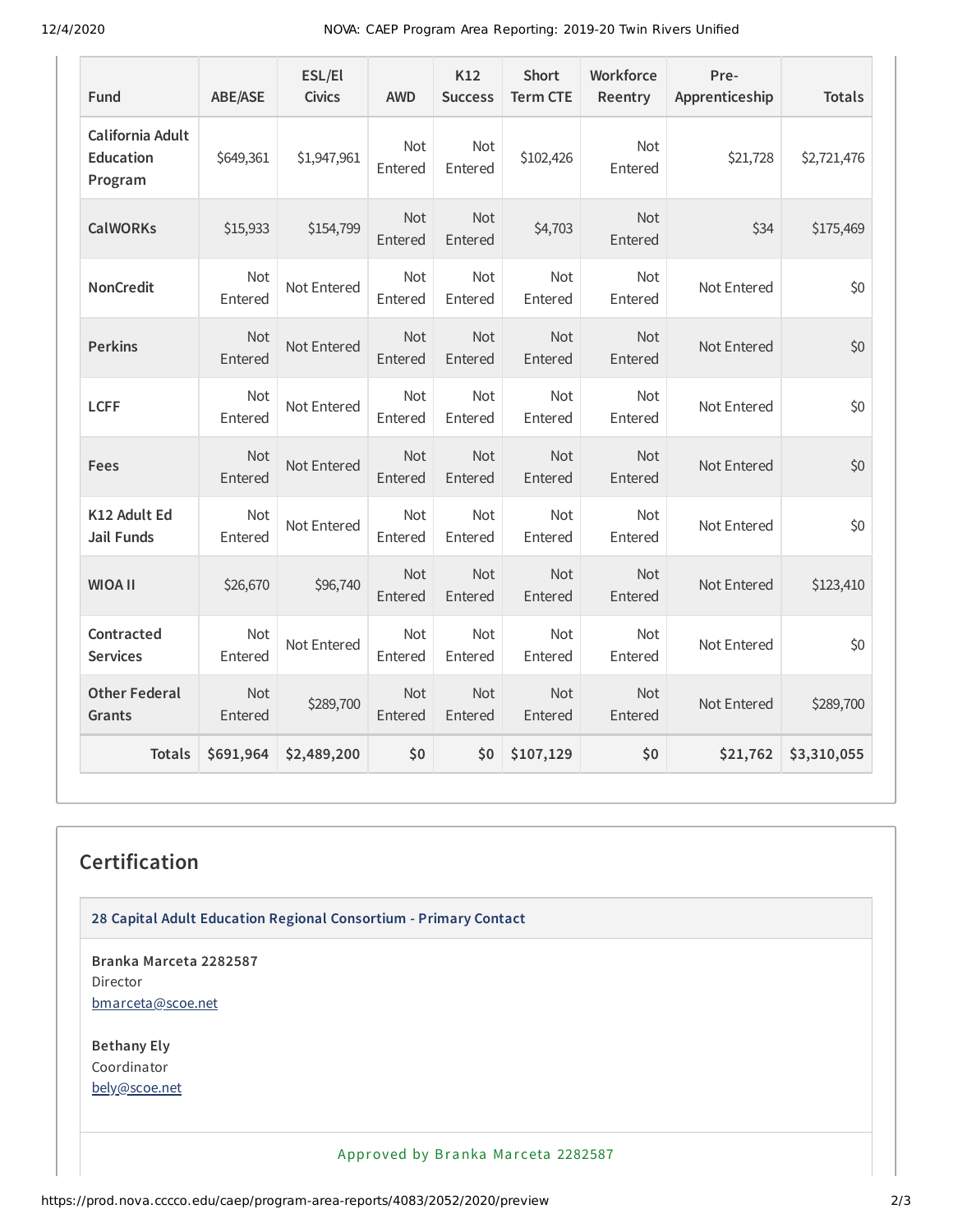| Fund | ABE/ASE | ESL/El Civics | AWD | K12 Success | Short Term CTE | Workforce Reentry | Pre-Apprenticeship | Totals |
|---|---|---|---|---|---|---|---|---|
| California Adult Education Program | $649,361 | $1,947,961 | Not Entered | Not Entered | $102,426 | Not Entered | $21,728 | $2,721,476 |
| CalWORKs | $15,933 | $154,799 | Not Entered | Not Entered | $4,703 | Not Entered | $34 | $175,469 |
| NonCredit | Not Entered | Not Entered | Not Entered | Not Entered | Not Entered | Not Entered | Not Entered | $0 |
| Perkins | Not Entered | Not Entered | Not Entered | Not Entered | Not Entered | Not Entered | Not Entered | $0 |
| LCFF | Not Entered | Not Entered | Not Entered | Not Entered | Not Entered | Not Entered | Not Entered | $0 |
| Fees | Not Entered | Not Entered | Not Entered | Not Entered | Not Entered | Not Entered | Not Entered | $0 |
| K12 Adult Ed Jail Funds | Not Entered | Not Entered | Not Entered | Not Entered | Not Entered | Not Entered | Not Entered | $0 |
| WIOA II | $26,670 | $96,740 | Not Entered | Not Entered | Not Entered | Not Entered | Not Entered | $123,410 |
| Contracted Services | Not Entered | Not Entered | Not Entered | Not Entered | Not Entered | Not Entered | Not Entered | $0 |
| Other Federal Grants | Not Entered | $289,700 | Not Entered | Not Entered | Not Entered | Not Entered | Not Entered | $289,700 |
| **Totals** | **$691,964** | **$2,489,200** | **$0** | **$0** | **$107,129** | **$0** | **$21,762** | **$3,310,055** |

## Certification

**28 Capital Adult Education Regional Consortium - Primary Contact**

**Branka Marceta 2282587**
Director
bmarceta@scoe.net

**Bethany Ely**
Coordinator
bely@scoe.net

Approved by Branka Marceta 2282587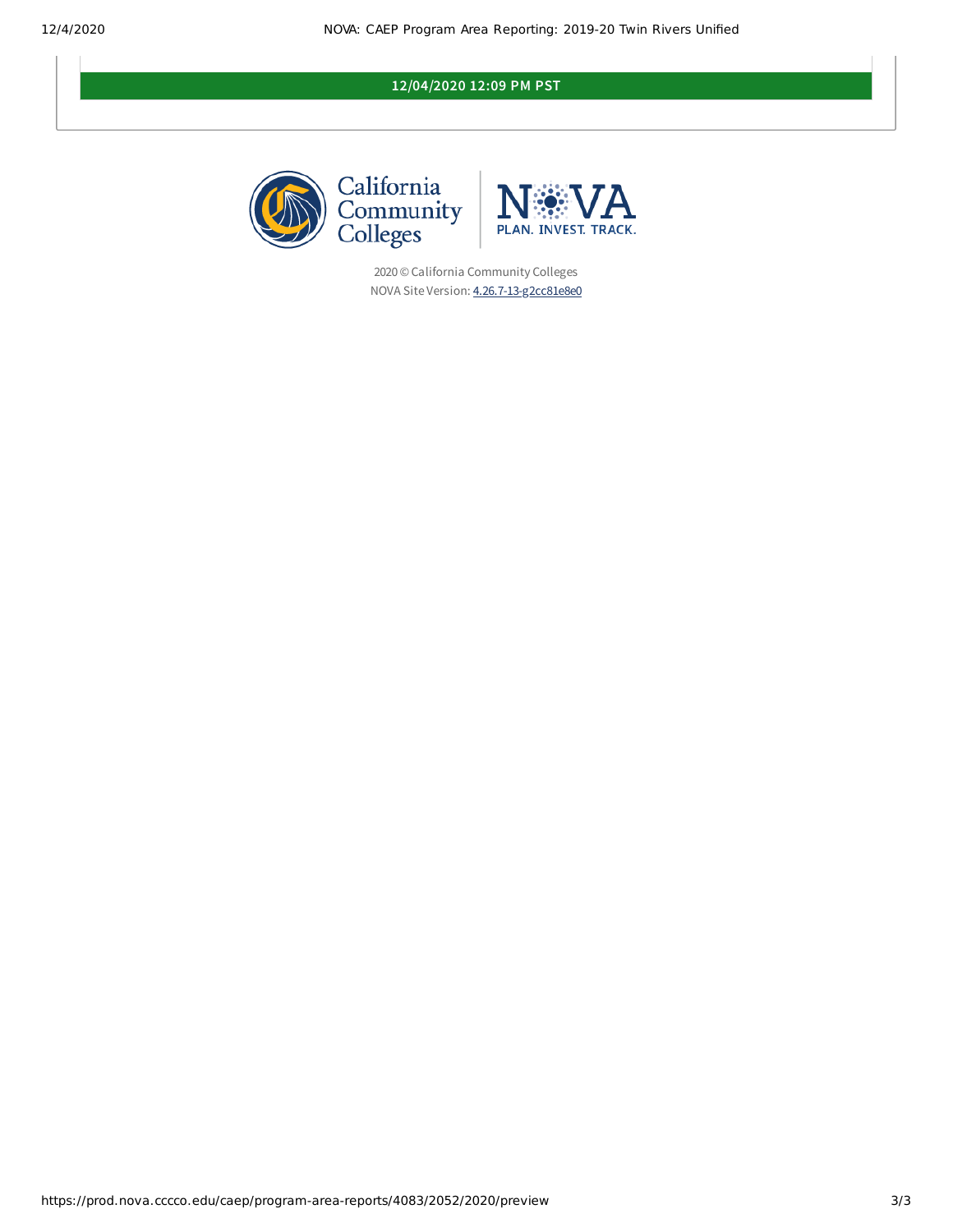12/04/2020 12:09 PM PST

California Community Colleges

NOVA PLAN. INVEST. TRACK.

2020 © California Community Colleges
NOVA Site Version: 4.26.7-13-g2cc81e8e0